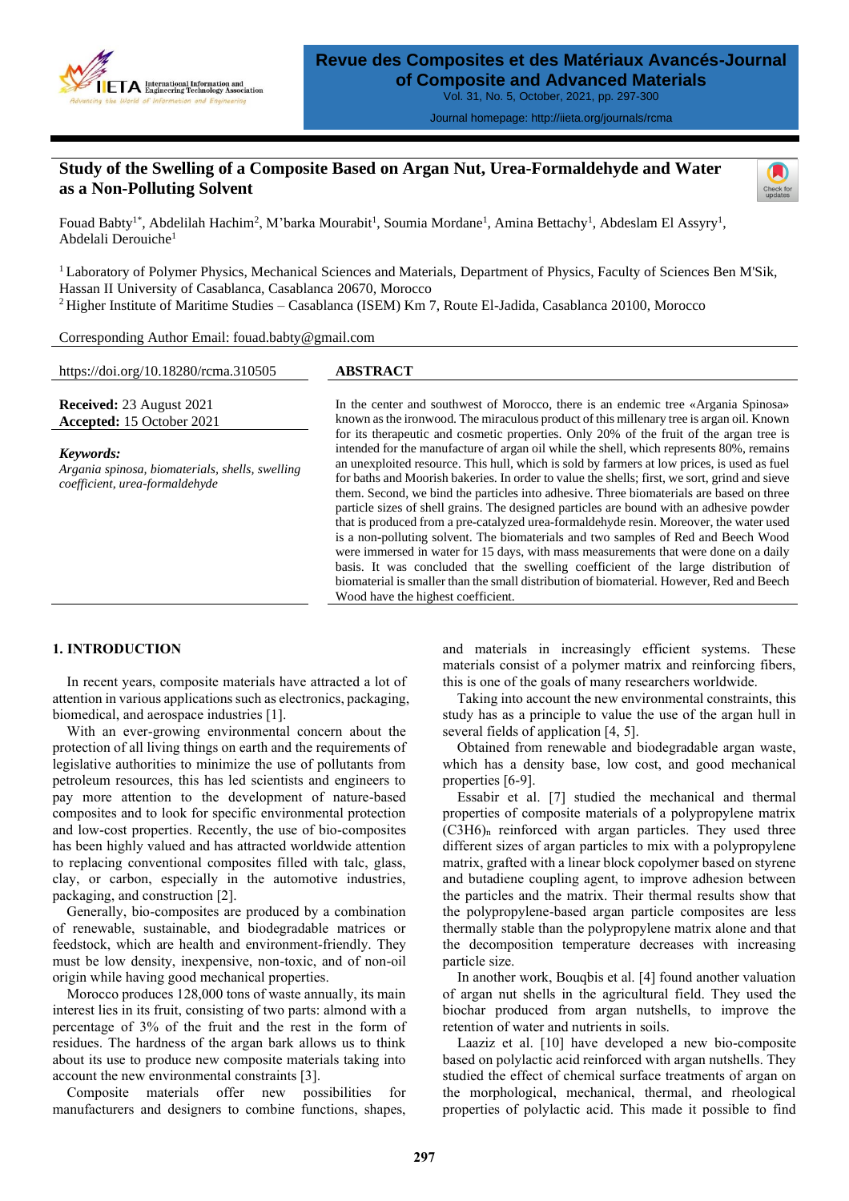# Study of the Swelling of a Composite Based on Argan Nut, Urea-Formaldehyde and Water as a Non-Polluting Solvent

Fouad Babty[1*], Abdelilah Hachim[2], M'barka Mourabit[1], Soumia Mordane[1], Amina Bettachy[1], Abdeslam El Assyry[1], Abdelali Derouiche[1]

[1] Laboratory of Polymer Physics, Mechanical Sciences and Materials, Department of Physics, Faculty of Sciences Ben M'Sik, Hassan II University of Casablanca, Casablanca 20670, Morocco

[2] Higher Institute of Maritime Studies – Casablanca (ISEM) Km 7, Route El-Jadida, Casablanca 20100, Morocco

Corresponding Author Email: fouad.babty@gmail.com

https://doi.org/10.18280/rcma.310505

**Received:** 23 August 2021
**Accepted:** 15 October 2021

***Keywords:***
*Argania spinosa, biomaterials, shells, swelling coefficient, urea-formaldehyde*

## ABSTRACT

In the center and southwest of Morocco, there is an endemic tree «Argania Spinosa» known as the ironwood. The miraculous product of this millenary tree is argan oil. Known for its therapeutic and cosmetic properties. Only 20% of the fruit of the argan tree is intended for the manufacture of argan oil while the shell, which represents 80%, remains an unexploited resource. This hull, which is sold by farmers at low prices, is used as fuel for baths and Moorish bakeries. In order to value the shells; first, we sort, grind and sieve them. Second, we bind the particles into adhesive. Three biomaterials are based on three particle sizes of shell grains. The designed particles are bound with an adhesive powder that is produced from a pre-catalyzed urea-formaldehyde resin. Moreover, the water used is a non-polluting solvent. The biomaterials and two samples of Red and Beech Wood were immersed in water for 15 days, with mass measurements that were done on a daily basis. It was concluded that the swelling coefficient of the large distribution of biomaterial is smaller than the small distribution of biomaterial. However, Red and Beech Wood have the highest coefficient.

## 1. INTRODUCTION

In recent years, composite materials have attracted a lot of attention in various applications such as electronics, packaging, biomedical, and aerospace industries [1].

With an ever-growing environmental concern about the protection of all living things on earth and the requirements of legislative authorities to minimize the use of pollutants from petroleum resources, this has led scientists and engineers to pay more attention to the development of nature-based composites and to look for specific environmental protection and low-cost properties. Recently, the use of bio-composites has been highly valued and has attracted worldwide attention to replacing conventional composites filled with talc, glass, clay, or carbon, especially in the automotive industries, packaging, and construction [2].

Generally, bio-composites are produced by a combination of renewable, sustainable, and biodegradable matrices or feedstock, which are health and environment-friendly. They must be low density, inexpensive, non-toxic, and of non-oil origin while having good mechanical properties.

Morocco produces 128,000 tons of waste annually, its main interest lies in its fruit, consisting of two parts: almond with a percentage of 3% of the fruit and the rest in the form of residues. The hardness of the argan bark allows us to think about its use to produce new composite materials taking into account the new environmental constraints [3].

Composite materials offer new possibilities for manufacturers and designers to combine functions, shapes, and materials in increasingly efficient systems. These materials consist of a polymer matrix and reinforcing fibers, this is one of the goals of many researchers worldwide.

Taking into account the new environmental constraints, this study has as a principle to value the use of the argan hull in several fields of application [4, 5].

Obtained from renewable and biodegradable argan waste, which has a density base, low cost, and good mechanical properties [6-9].

Essabir et al. [7] studied the mechanical and thermal properties of composite materials of a polypropylene matrix $(C3H6)_n$ reinforced with argan particles. They used three different sizes of argan particles to mix with a polypropylene matrix, grafted with a linear block copolymer based on styrene and butadiene coupling agent, to improve adhesion between the particles and the matrix. Their thermal results show that the polypropylene-based argan particle composites are less thermally stable than the polypropylene matrix alone and that the decomposition temperature decreases with increasing particle size.

In another work, Bouqbis et al. [4] found another valuation of argan nut shells in the agricultural field. They used the biochar produced from argan nutshells, to improve the retention of water and nutrients in soils.

Laaziz et al. [10] have developed a new bio-composite based on polylactic acid reinforced with argan nutshells. They studied the effect of chemical surface treatments of argan on the morphological, mechanical, thermal, and rheological properties of polylactic acid. This made it possible to find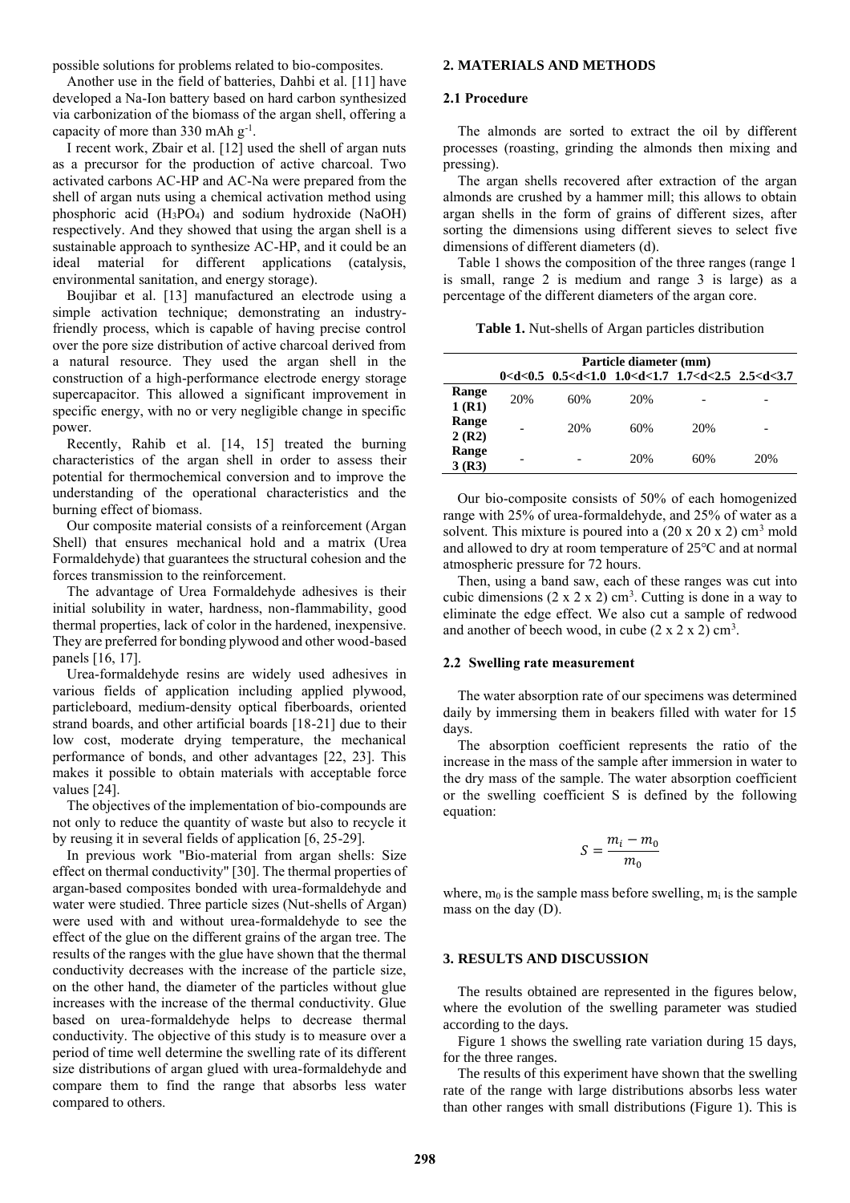possible solutions for problems related to bio-composites.

Another use in the field of batteries, Dahbi et al. [11] have developed a Na-Ion battery based on hard carbon synthesized via carbonization of the biomass of the argan shell, offering a capacity of more than 330 mAh $g^{-1}$.

I recent work, Zbair et al. [12] used the shell of argan nuts as a precursor for the production of active charcoal. Two activated carbons AC-HP and AC-Na were prepared from the shell of argan nuts using a chemical activation method using phosphoric acid ($H_3PO_4$) and sodium hydroxide (NaOH) respectively. And they showed that using the argan shell is a sustainable approach to synthesize AC-HP, and it could be an ideal material for different applications (catalysis, environmental sanitation, and energy storage).

Boujibar et al. [13] manufactured an electrode using a simple activation technique; demonstrating an industry-friendly process, which is capable of having precise control over the pore size distribution of active charcoal derived from a natural resource. They used the argan shell in the construction of a high-performance electrode energy storage supercapacitor. This allowed a significant improvement in specific energy, with no or very negligible change in specific power.

Recently, Rahib et al. [14, 15] treated the burning characteristics of the argan shell in order to assess their potential for thermochemical conversion and to improve the understanding of the operational characteristics and the burning effect of biomass.

Our composite material consists of a reinforcement (Argan Shell) that ensures mechanical hold and a matrix (Urea Formaldehyde) that guarantees the structural cohesion and the forces transmission to the reinforcement.

The advantage of Urea Formaldehyde adhesives is their initial solubility in water, hardness, non-flammability, good thermal properties, lack of color in the hardened, inexpensive. They are preferred for bonding plywood and other wood-based panels [16, 17].

Urea-formaldehyde resins are widely used adhesives in various fields of application including applied plywood, particleboard, medium-density optical fiberboards, oriented strand boards, and other artificial boards [18-21] due to their low cost, moderate drying temperature, the mechanical performance of bonds, and other advantages [22, 23]. This makes it possible to obtain materials with acceptable force values [24].

The objectives of the implementation of bio-compounds are not only to reduce the quantity of waste but also to recycle it by reusing it in several fields of application [6, 25-29].

In previous work "Bio-material from argan shells: Size effect on thermal conductivity" [30]. The thermal properties of argan-based composites bonded with urea-formaldehyde and water were studied. Three particle sizes (Nut-shells of Argan) were used with and without urea-formaldehyde to see the effect of the glue on the different grains of the argan tree. The results of the ranges with the glue have shown that the thermal conductivity decreases with the increase of the particle size, on the other hand, the diameter of the particles without glue increases with the increase of the thermal conductivity. Glue based on urea-formaldehyde helps to decrease thermal conductivity. The objective of this study is to measure over a period of time well determine the swelling rate of its different size distributions of argan glued with urea-formaldehyde and compare them to find the range that absorbs less water compared to others.

## 2. MATERIALS AND METHODS

### 2.1 Procedure

The almonds are sorted to extract the oil by different processes (roasting, grinding the almonds then mixing and pressing).

The argan shells recovered after extraction of the argan almonds are crushed by a hammer mill; this allows to obtain argan shells in the form of grains of different sizes, after sorting the dimensions using different sieves to select five dimensions of different diameters (d).

Table 1 shows the composition of the three ranges (range 1 is small, range 2 is medium and range 3 is large) as a percentage of the different diameters of the argan core.

**Table 1.** Nut-shells of Argan particles distribution

| | Particle diameter (mm) | | | | |
|---|---|---|---|---|---|
| | 0<d<0.5 | 0.5<d<1.0 | 1.0<d<1.7 | 1.7<d<2.5 | 2.5<d<3.7 |
| **Range 1 (R1)** | 20% | 60% | 20% | - | - |
| **Range 2 (R2)** | - | 20% | 60% | 20% | - |
| **Range 3 (R3)** | - | - | 20% | 60% | 20% |

Our bio-composite consists of 50% of each homogenized range with 25% of urea-formaldehyde, and 25% of water as a solvent. This mixture is poured into a (20 x 20 x 2) $cm^3$ mold and allowed to dry at room temperature of 25℃ and at normal atmospheric pressure for 72 hours.

Then, using a band saw, each of these ranges was cut into cubic dimensions (2 x 2 x 2) $cm^3$. Cutting is done in a way to eliminate the edge effect. We also cut a sample of redwood and another of beech wood, in cube (2 x 2 x 2) $cm^3$.

### 2.2 Swelling rate measurement

The water absorption rate of our specimens was determined daily by immersing them in beakers filled with water for 15 days.

The absorption coefficient represents the ratio of the increase in the mass of the sample after immersion in water to the dry mass of the sample. The water absorption coefficient or the swelling coefficient S is defined by the following equation:

$$S = \frac{m_i - m_0}{m_0}$$

where, $m_0$ is the sample mass before swelling, $m_i$ is the sample mass on the day (D).

## 3. RESULTS AND DISCUSSION

The results obtained are represented in the figures below, where the evolution of the swelling parameter was studied according to the days.

Figure 1 shows the swelling rate variation during 15 days, for the three ranges.

The results of this experiment have shown that the swelling rate of the range with large distributions absorbs less water than other ranges with small distributions (Figure 1). This is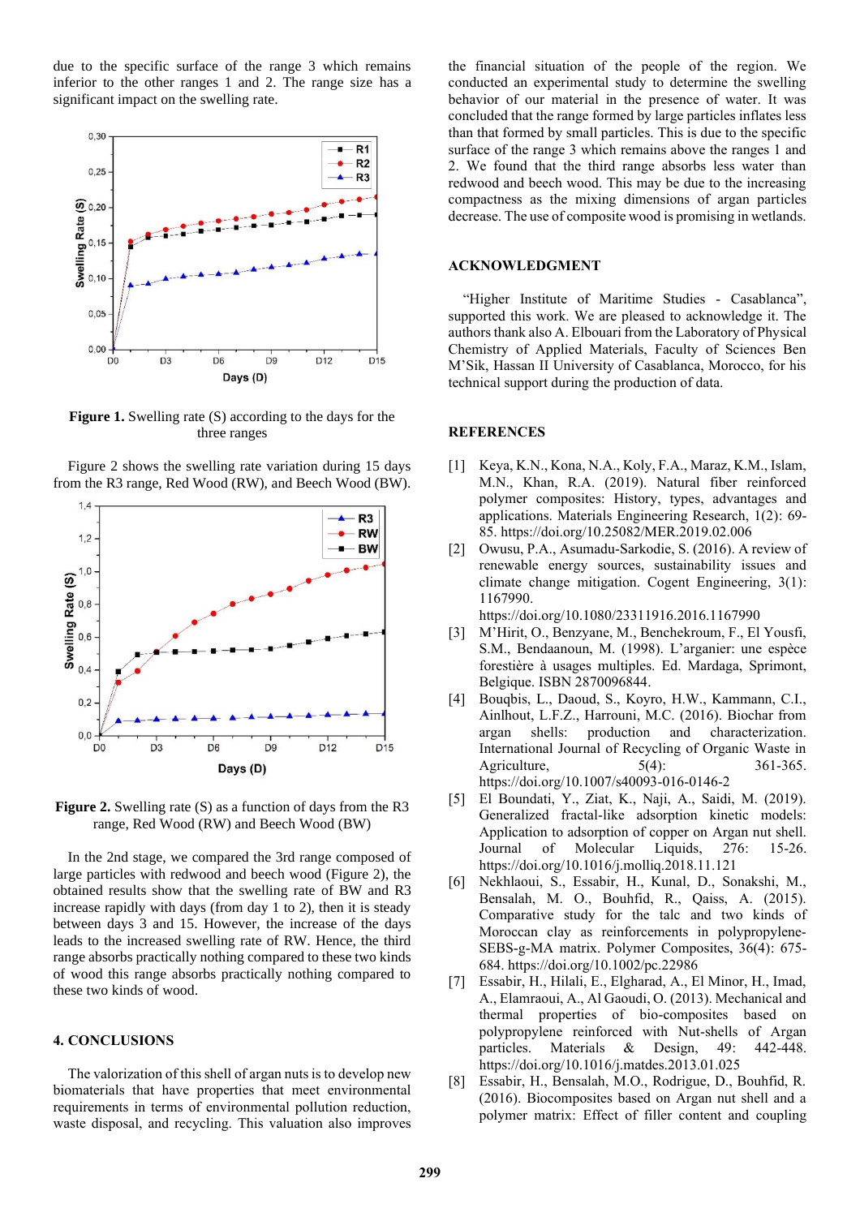due to the specific surface of the range 3 which remains inferior to the other ranges 1 and 2. The range size has a significant impact on the swelling rate.

**Figure 1.** Swelling rate (S) according to the days for the three ranges

Figure 2 shows the swelling rate variation during 15 days from the R3 range, Red Wood (RW), and Beech Wood (BW).

**Figure 2.** Swelling rate (S) as a function of days from the R3 range, Red Wood (RW) and Beech Wood (BW)

In the 2nd stage, we compared the 3rd range composed of large particles with redwood and beech wood (Figure 2), the obtained results show that the swelling rate of BW and R3 increase rapidly with days (from day 1 to 2), then it is steady between days 3 and 15. However, the increase of the days leads to the increased swelling rate of RW. Hence, the third range absorbs practically nothing compared to these two kinds of wood this range absorbs practically nothing compared to these two kinds of wood.

## 4. CONCLUSIONS

The valorization of this shell of argan nuts is to develop new biomaterials that have properties that meet environmental requirements in terms of environmental pollution reduction, waste disposal, and recycling. This valuation also improves the financial situation of the people of the region. We conducted an experimental study to determine the swelling behavior of our material in the presence of water. It was concluded that the range formed by large particles inflates less than that formed by small particles. This is due to the specific surface of the range 3 which remains above the ranges 1 and 2. We found that the third range absorbs less water than redwood and beech wood. This may be due to the increasing compactness as the mixing dimensions of argan particles decrease. The use of composite wood is promising in wetlands.

## ACKNOWLEDGMENT

"Higher Institute of Maritime Studies - Casablanca", supported this work. We are pleased to acknowledge it. The authors thank also A. Elbouari from the Laboratory of Physical Chemistry of Applied Materials, Faculty of Sciences Ben M'Sik, Hassan II University of Casablanca, Morocco, for his technical support during the production of data.

## REFERENCES

[1] Keya, K.N., Kona, N.A., Koly, F.A., Maraz, K.M., Islam, M.N., Khan, R.A. (2019). Natural fiber reinforced polymer composites: History, types, advantages and applications. Materials Engineering Research, 1(2): 69-85. https://doi.org/10.25082/MER.2019.02.006

[2] Owusu, P.A., Asumadu-Sarkodie, S. (2016). A review of renewable energy sources, sustainability issues and climate change mitigation. Cogent Engineering, 3(1): 1167990. https://doi.org/10.1080/23311916.2016.1167990

[3] M'Hirit, O., Benzyane, M., Benchekroum, F., El Yousfi, S.M., Bendaanoun, M. (1998). L'arganier: une espèce forestière à usages multiples. Ed. Mardaga, Sprimont, Belgique. ISBN 2870096844.

[4] Bouqbis, L., Daoud, S., Koyro, H.W., Kammann, C.I., Ainlhout, L.F.Z., Harrouni, M.C. (2016). Biochar from argan shells: production and characterization. International Journal of Recycling of Organic Waste in Agriculture, 5(4): 361-365. https://doi.org/10.1007/s40093-016-0146-2

[5] El Boundati, Y., Ziat, K., Naji, A., Saidi, M. (2019). Generalized fractal-like adsorption kinetic models: Application to adsorption of copper on Argan nut shell. Journal of Molecular Liquids, 276: 15-26. https://doi.org/10.1016/j.molliq.2018.11.121

[6] Nekhlaoui, S., Essabir, H., Kunal, D., Sonakshi, M., Bensalah, M. O., Bouhfid, R., Qaiss, A. (2015). Comparative study for the talc and two kinds of Moroccan clay as reinforcements in polypropylene-SEBS-g-MA matrix. Polymer Composites, 36(4): 675-684. https://doi.org/10.1002/pc.22986

[7] Essabir, H., Hilali, E., Elgharad, A., El Minor, H., Imad, A., Elamraoui, A., Al Gaoudi, O. (2013). Mechanical and thermal properties of bio-composites based on polypropylene reinforced with Nut-shells of Argan particles. Materials & Design, 49: 442-448. https://doi.org/10.1016/j.matdes.2013.01.025

[8] Essabir, H., Bensalah, M.O., Rodrigue, D., Bouhfid, R. (2016). Biocomposites based on Argan nut shell and a polymer matrix: Effect of filler content and coupling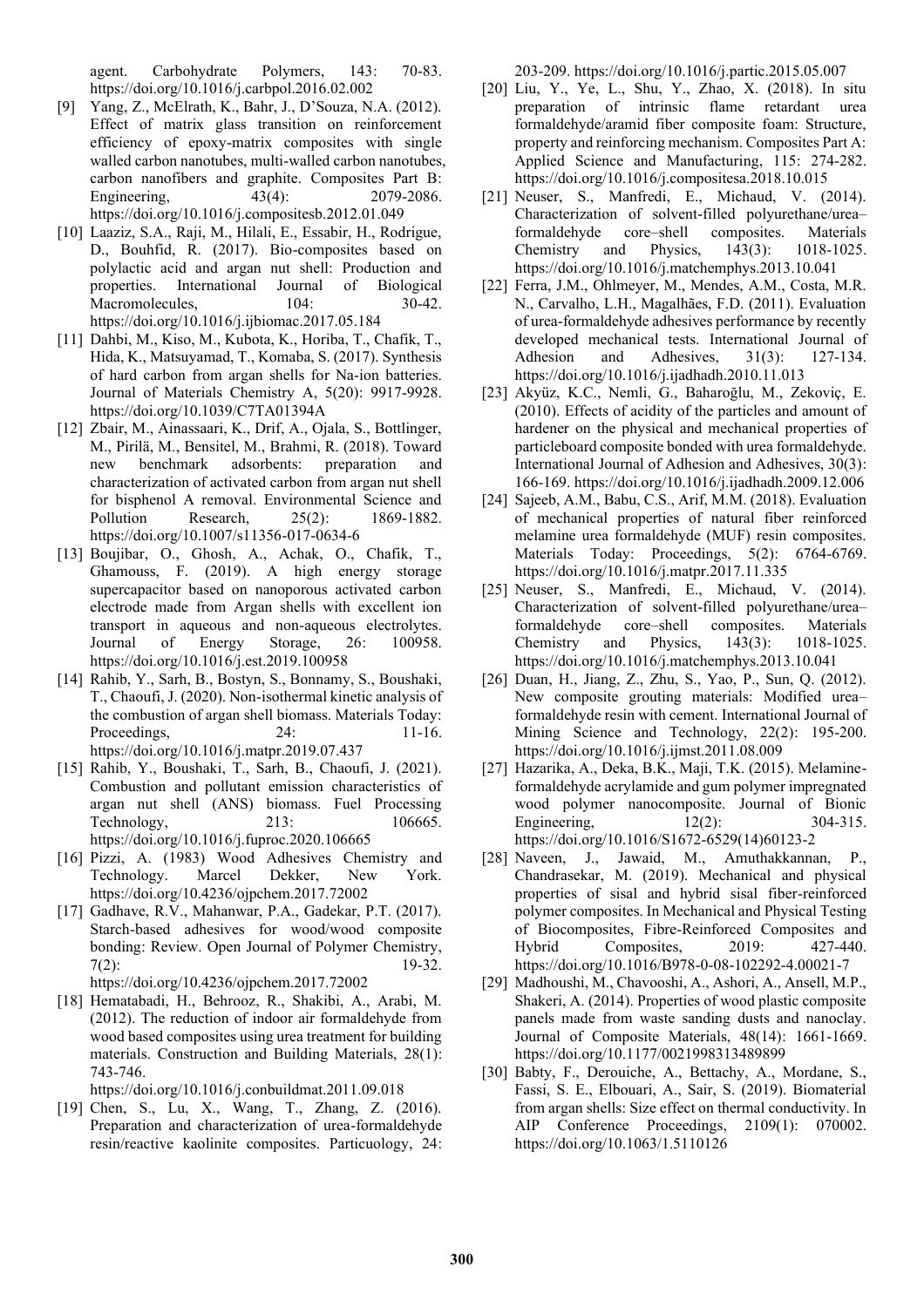agent. Carbohydrate Polymers, 143: 70-83. https://doi.org/10.1016/j.carbpol.2016.02.002

[9] Yang, Z., McElrath, K., Bahr, J., D'Souza, N.A. (2012). Effect of matrix glass transition on reinforcement efficiency of epoxy-matrix composites with single walled carbon nanotubes, multi-walled carbon nanotubes, carbon nanofibers and graphite. Composites Part B: Engineering, 43(4): 2079-2086. https://doi.org/10.1016/j.compositesb.2012.01.049

[10] Laaziz, S.A., Raji, M., Hilali, E., Essabir, H., Rodrigue, D., Bouhfid, R. (2017). Bio-composites based on polylactic acid and argan nut shell: Production and properties. International Journal of Biological Macromolecules, 104: 30-42. https://doi.org/10.1016/j.ijbiomac.2017.05.184

[11] Dahbi, M., Kiso, M., Kubota, K., Horiba, T., Chafik, T., Hida, K., Matsuyamad, T., Komaba, S. (2017). Synthesis of hard carbon from argan shells for Na-ion batteries. Journal of Materials Chemistry A, 5(20): 9917-9928. https://doi.org/10.1039/C7TA01394A

[12] Zbair, M., Ainassaari, K., Drif, A., Ojala, S., Bottlinger, M., Pirilä, M., Bensitel, M., Brahmi, R. (2018). Toward new benchmark adsorbents: preparation and characterization of activated carbon from argan nut shell for bisphenol A removal. Environmental Science and Pollution Research, 25(2): 1869-1882. https://doi.org/10.1007/s11356-017-0634-6

[13] Boujibar, O., Ghosh, A., Achak, O., Chafik, T., Ghamouss, F. (2019). A high energy storage supercapacitor based on nanoporous activated carbon electrode made from Argan shells with excellent ion transport in aqueous and non-aqueous electrolytes. Journal of Energy Storage, 26: 100958. https://doi.org/10.1016/j.est.2019.100958

[14] Rahib, Y., Sarh, B., Bostyn, S., Bonnamy, S., Boushaki, T., Chaoufi, J. (2020). Non-isothermal kinetic analysis of the combustion of argan shell biomass. Materials Today: Proceedings, 24: 11-16. https://doi.org/10.1016/j.matpr.2019.07.437

[15] Rahib, Y., Boushaki, T., Sarh, B., Chaoufi, J. (2021). Combustion and pollutant emission characteristics of argan nut shell (ANS) biomass. Fuel Processing Technology, 213: 106665. https://doi.org/10.1016/j.fuproc.2020.106665

[16] Pizzi, A. (1983) Wood Adhesives Chemistry and Technology. Marcel Dekker, New York. https://doi.org/10.4236/ojpchem.2017.72002

[17] Gadhave, R.V., Mahanwar, P.A., Gadekar, P.T. (2017). Starch-based adhesives for wood/wood composite bonding: Review. Open Journal of Polymer Chemistry, 7(2): 19-32. https://doi.org/10.4236/ojpchem.2017.72002

[18] Hematabadi, H., Behrooz, R., Shakibi, A., Arabi, M. (2012). The reduction of indoor air formaldehyde from wood based composites using urea treatment for building materials. Construction and Building Materials, 28(1): 743-746. https://doi.org/10.1016/j.conbuildmat.2011.09.018

[19] Chen, S., Lu, X., Wang, T., Zhang, Z. (2016). Preparation and characterization of urea-formaldehyde resin/reactive kaolinite composites. Particuology, 24: 203-209. https://doi.org/10.1016/j.partic.2015.05.007

[20] Liu, Y., Ye, L., Shu, Y., Zhao, X. (2018). In situ preparation of intrinsic flame retardant urea formaldehyde/aramid fiber composite foam: Structure, property and reinforcing mechanism. Composites Part A: Applied Science and Manufacturing, 115: 274-282. https://doi.org/10.1016/j.compositesa.2018.10.015

[21] Neuser, S., Manfredi, E., Michaud, V. (2014). Characterization of solvent-filled polyurethane/urea–formaldehyde core–shell composites. Materials Chemistry and Physics, 143(3): 1018-1025. https://doi.org/10.1016/j.matchemphys.2013.10.041

[22] Ferra, J.M., Ohlmeyer, M., Mendes, A.M., Costa, M.R. N., Carvalho, L.H., Magalhães, F.D. (2011). Evaluation of urea-formaldehyde adhesives performance by recently developed mechanical tests. International Journal of Adhesion and Adhesives, 31(3): 127-134. https://doi.org/10.1016/j.ijadhadh.2010.11.013

[23] Akyüz, K.C., Nemli, G., Baharoğlu, M., Zekoviç, E. (2010). Effects of acidity of the particles and amount of hardener on the physical and mechanical properties of particleboard composite bonded with urea formaldehyde. International Journal of Adhesion and Adhesives, 30(3): 166-169. https://doi.org/10.1016/j.ijadhadh.2009.12.006

[24] Sajeeb, A.M., Babu, C.S., Arif, M.M. (2018). Evaluation of mechanical properties of natural fiber reinforced melamine urea formaldehyde (MUF) resin composites. Materials Today: Proceedings, 5(2): 6764-6769. https://doi.org/10.1016/j.matpr.2017.11.335

[25] Neuser, S., Manfredi, E., Michaud, V. (2014). Characterization of solvent-filled polyurethane/urea–formaldehyde core–shell composites. Materials Chemistry and Physics, 143(3): 1018-1025. https://doi.org/10.1016/j.matchemphys.2013.10.041

[26] Duan, H., Jiang, Z., Zhu, S., Yao, P., Sun, Q. (2012). New composite grouting materials: Modified urea–formaldehyde resin with cement. International Journal of Mining Science and Technology, 22(2): 195-200. https://doi.org/10.1016/j.ijmst.2011.08.009

[27] Hazarika, A., Deka, B.K., Maji, T.K. (2015). Melamine-formaldehyde acrylamide and gum polymer impregnated wood polymer nanocomposite. Journal of Bionic Engineering, 12(2): 304-315. https://doi.org/10.1016/S1672-6529(14)60123-2

[28] Naveen, J., Jawaid, M., Amuthakkannan, P., Chandrasekar, M. (2019). Mechanical and physical properties of sisal and hybrid sisal fiber-reinforced polymer composites. In Mechanical and Physical Testing of Biocomposites, Fibre-Reinforced Composites and Hybrid Composites, 2019: 427-440. https://doi.org/10.1016/B978-0-08-102292-4.00021-7

[29] Madhoushi, M., Chavooshi, A., Ashori, A., Ansell, M.P., Shakeri, A. (2014). Properties of wood plastic composite panels made from waste sanding dusts and nanoclay. Journal of Composite Materials, 48(14): 1661-1669. https://doi.org/10.1177/0021998313489899

[30] Babty, F., Derouiche, A., Bettachy, A., Mordane, S., Fassi, S. E., Elbouari, A., Sair, S. (2019). Biomaterial from argan shells: Size effect on thermal conductivity. In AIP Conference Proceedings, 2109(1): 070002. https://doi.org/10.1063/1.5110126